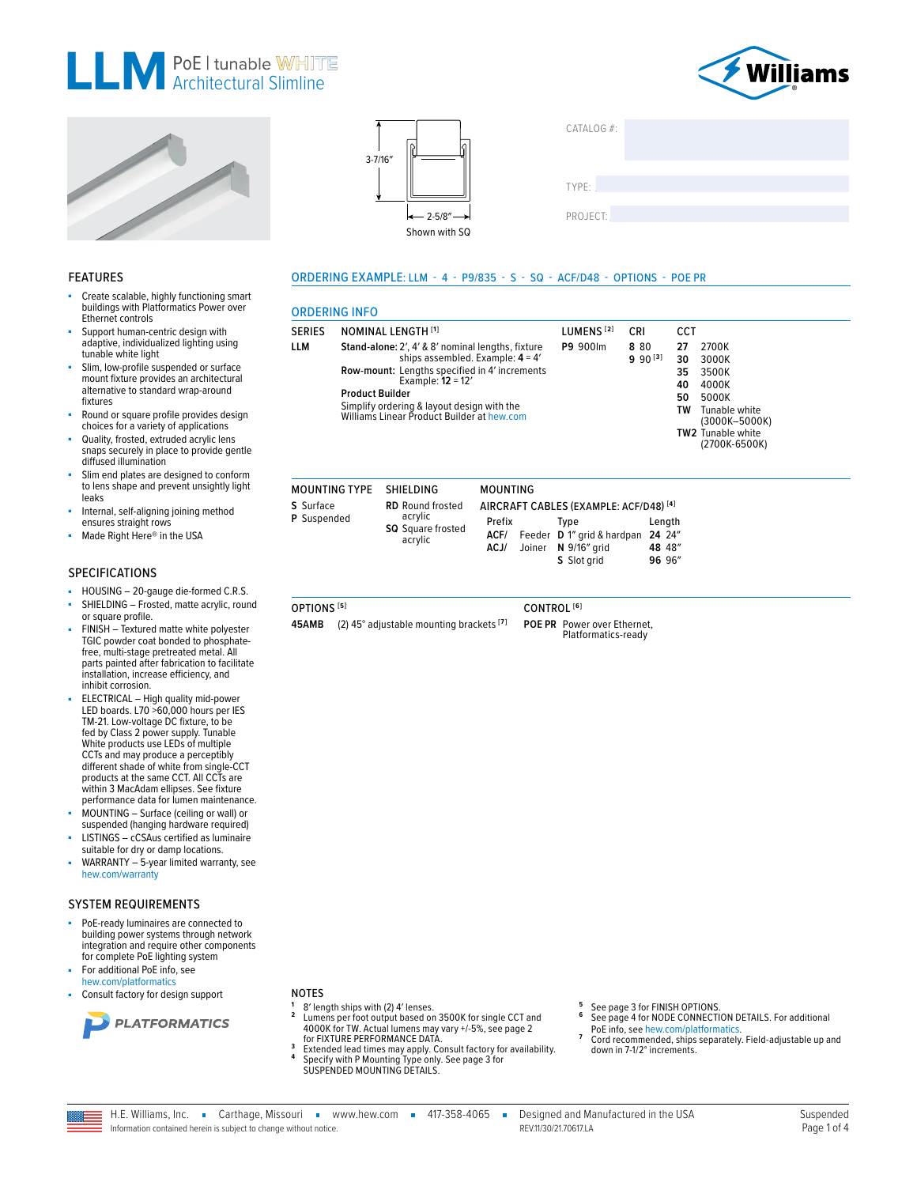# LLM PoE | tunable WHITE Architectural Slimline

3-7/16″

2-5/8″

Shown with SQ

CATALOG #:

TYPE:

PROJECT:

## FEATURES

- Create scalable, highly functioning smart buildings with Platformatics Power over Ethernet controls
- Support human-centric design with adaptive, individualized lighting using tunable white light
- Slim, low-profile suspended or surface mount fixture provides an architectural alternative to standard wrap-around fixtures
- Round or square profile provides design choices for a variety of applications
- Quality, frosted, extruded acrylic lens snaps securely in place to provide gentle diffused illumination
- Slim end plates are designed to conform to lens shape and prevent unsightly light leaks
- Internal, self-aligning joining method ensures straight rows
- Made Right Here® in the USA

## SPECIFICATIONS

- HOUSING – 20-gauge die-formed C.R.S.
- SHIELDING – Frosted, matte acrylic, round or square profile.
- FINISH – Textured matte white polyester TGIC powder coat bonded to phosphate-free, multi-stage pretreated metal. All parts painted after fabrication to facilitate installation, increase efficiency, and inhibit corrosion.
- ELECTRICAL – High quality mid-power LED boards. L70 >60,000 hours per IES TM-21. Low-voltage DC fixture, to be fed by Class 2 power supply. Tunable White products use LEDs of multiple CCTs and may produce a perceptibly different shade of white from single-CCT products at the same CCT. All CCTs are within 3 MacAdam ellipses. See fixture performance data for lumen maintenance.
- MOUNTING – Surface (ceiling or wall) or suspended (hanging hardware required)
- LISTINGS – cCSAus certified as luminaire suitable for dry or damp locations.
- WARRANTY – 5-year limited warranty, see hew.com/warranty

## SYSTEM REQUIREMENTS

- PoE-ready luminaires are connected to building power systems through network integration and require other components for complete PoE lighting system
- For additional PoE info, see hew.com/platformatics
- Consult factory for design support

PLATFORMATICS

## ORDERING EXAMPLE: LLM - 4 - P9/835 - S - SQ - ACF/D48 - OPTIONS - POE PR

## ORDERING INFO

| SERIES | NOMINAL LENGTH [1] | LUMENS [2] | CRI | CCT |
|---|---|---|---|---|
| LLM | **Stand-alone:** 2′, 4′ & 8′ nominal lengths, fixture ships assembled. Example: **4** = 4′<br>**Row-mount:** Lengths specified in 4′ increments Example: **12** = 12′<br>**Product Builder**<br>Simplify ordering & layout design with the Williams Linear Product Builder at hew.com | **P9** 900lm | **8** 80<br>**9** 90 [3] | **27** 2700K<br>**30** 3000K<br>**35** 3500K<br>**40** 4000K<br>**50** 5000K<br>**TW** Tunable white (3000K–5000K)<br>**TW2** Tunable white (2700K-6500K) |

| MOUNTING TYPE | SHIELDING |
|---|---|
| **S** Surface | **RD** Round frosted acrylic |
| **P** Suspended | **SQ** Square frosted acrylic |

**MOUNTING**

AIRCRAFT CABLES (EXAMPLE: ACF/D48) [4]

| Prefix | | Type | Length |
|---|---|---|---|
| **ACF/** | Feeder | **D** 1″ grid & hardpan | **24** 24″ |
| **ACJ/** | Joiner | **N** 9/16″ grid | **48** 48″ |
| | | **S** Slot grid | **96** 96″ |

**OPTIONS [5]**

**45AMB** (2) 45° adjustable mounting brackets [7]

**CONTROL [6]**

**POE PR** Power over Ethernet, Platformatics-ready

## NOTES

1. 8′ length ships with (2) 4′ lenses.
2. Lumens per foot output based on 3500K for single CCT and 4000K for TW. Actual lumens may vary +/-5%, see page 2 for FIXTURE PERFORMANCE DATA.
3. Extended lead times may apply. Consult factory for availability.
4. Specify with P Mounting Type only. See page 3 for SUSPENDED MOUNTING DETAILS.
5. See page 3 for FINISH OPTIONS.
6. See page 4 for NODE CONNECTION DETAILS. For additional PoE info, see hew.com/platformatics.
7. Cord recommended, ships separately. Field-adjustable up and down in 7-1/2° increments.

H.E. Williams, Inc. ▪ Carthage, Missouri ▪ www.hew.com ▪ 417-358-4065 ▪ Designed and Manufactured in the USA

Information contained herein is subject to change without notice. REV.11/30/21.70617.LA

Suspended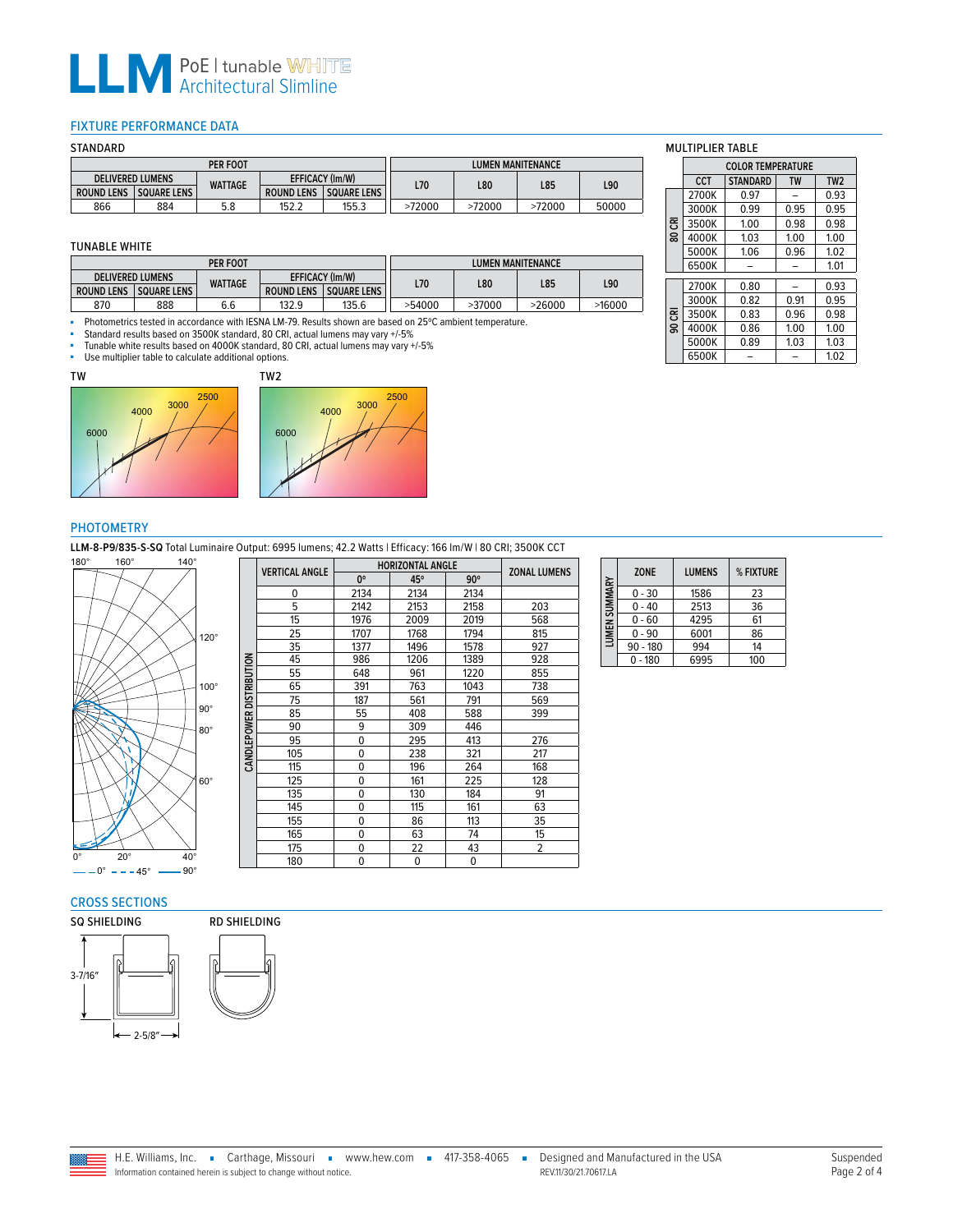# LLM PoE | tunable WHITE Architectural Slimline

## FIXTURE PERFORMANCE DATA

### STANDARD

| PER FOOT | | | | | LUMEN MAINTENANCE | | | |
|---|---|---|---|---|---|---|---|---|
| DELIVERED LUMENS | | WATTAGE | EFFICACY (lm/W) | | L70 | L80 | L85 | L90 |
| ROUND LENS | SQUARE LENS | | ROUND LENS | SQUARE LENS | | | | |
| 866 | 884 | 5.8 | 152.2 | 155.3 | >72000 | >72000 | >72000 | 50000 |

### TUNABLE WHITE

| PER FOOT | | | | | LUMEN MAINTENANCE | | | |
|---|---|---|---|---|---|---|---|---|
| DELIVERED LUMENS | | WATTAGE | EFFICACY (lm/W) | | L70 | L80 | L85 | L90 |
| ROUND LENS | SQUARE LENS | | ROUND LENS | SQUARE LENS | | | | |
| 870 | 888 | 6.6 | 132.9 | 135.6 | >54000 | >37000 | >26000 | >16000 |

- Photometrics tested in accordance with IESNA LM-79. Results shown are based on 25ºC ambient temperature.
- Standard results based on 3500K standard, 80 CRI, actual lumens may vary +/-5%
- Tunable white results based on 4000K standard, 80 CRI, actual lumens may vary +/-5%
- Use multiplier table to calculate additional options.

### MULTIPLIER TABLE

| | COLOR TEMPERATURE | | | |
|---|---|---|---|---|
| | CCT | STANDARD | TW | TW2 |
| 80 CRI | 2700K | 0.97 | – | 0.93 |
| | 3000K | 0.99 | 0.95 | 0.95 |
| | 3500K | 1.00 | 0.98 | 0.98 |
| | 4000K | 1.03 | 1.00 | 1.00 |
| | 5000K | 1.06 | 0.96 | 1.02 |
| | 6500K | – | – | 1.01 |
| 90 CRI | 2700K | 0.80 | – | 0.93 |
| | 3000K | 0.82 | 0.91 | 0.95 |
| | 3500K | 0.83 | 0.96 | 0.98 |
| | 4000K | 0.86 | 1.00 | 1.00 |
| | 5000K | 0.89 | 1.03 | 1.03 |
| | 6500K | – | – | 1.02 |

TW

TW2

## PHOTOMETRY

**LLM-8-P9/835-S-SQ** Total Luminaire Output: 6995 lumens; 42.2 Watts | Efficacy: 166 lm/W | 80 CRI; 3500K CCT

— 0° - - - 45° —— 90°

**CANDLEPOWER DISTRIBUTION**

| VERTICAL ANGLE | HORIZONTAL ANGLE | | | ZONAL LUMENS |
|---|---|---|---|---|
| | 0° | 45° | 90° | |
| 0 | 2134 | 2134 | 2134 | |
| 5 | 2142 | 2153 | 2158 | 203 |
| 15 | 1976 | 2009 | 2019 | 568 |
| 25 | 1707 | 1768 | 1794 | 815 |
| 35 | 1377 | 1496 | 1578 | 927 |
| 45 | 986 | 1206 | 1389 | 928 |
| 55 | 648 | 961 | 1220 | 855 |
| 65 | 391 | 763 | 1043 | 738 |
| 75 | 187 | 561 | 791 | 569 |
| 85 | 55 | 408 | 588 | 399 |
| 90 | 9 | 309 | 446 | |
| 95 | 0 | 295 | 413 | 276 |
| 105 | 0 | 238 | 321 | 217 |
| 115 | 0 | 196 | 264 | 168 |
| 125 | 0 | 161 | 225 | 128 |
| 135 | 0 | 130 | 184 | 91 |
| 145 | 0 | 115 | 161 | 63 |
| 155 | 0 | 86 | 113 | 35 |
| 165 | 0 | 63 | 74 | 15 |
| 175 | 0 | 22 | 43 | 2 |
| 180 | 0 | 0 | 0 | |

**LUMEN SUMMARY**

| ZONE | LUMENS | % FIXTURE |
|---|---|---|
| 0 - 30 | 1586 | 23 |
| 0 - 40 | 2513 | 36 |
| 0 - 60 | 4295 | 61 |
| 0 - 90 | 6001 | 86 |
| 90 - 180 | 994 | 14 |
| 0 - 180 | 6995 | 100 |

## CROSS SECTIONS

SQ SHIELDING

3-7/16"

2-5/8"

RD SHIELDING

H.E. Williams, Inc. ▪ Carthage, Missouri ▪ www.hew.com ▪ 417-358-4065 ▪ Designed and Manufactured in the USA

Information contained herein is subject to change without notice.

REV.11/30/21.70617.LA

Suspended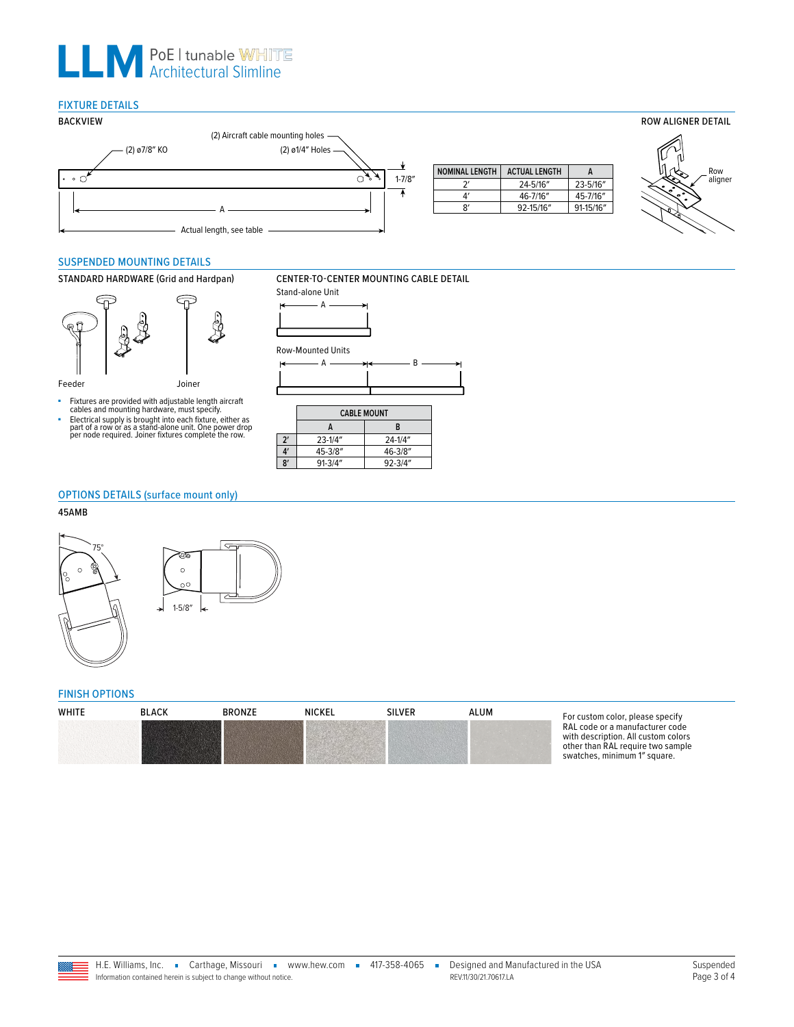# LLM PoE | tunable WHITE Architectural Slimline

## FIXTURE DETAILS

### BACKVIEW

(2) ø7/8″ KO

(2) Aircraft cable mounting holes

(2) ø1/4″ Holes

1-7/8″

A

Actual length, see table

| NOMINAL LENGTH | ACTUAL LENGTH | A |
|---|---|---|
| 2′ | 24-5/16″ | 23-5/16″ |
| 4′ | 46-7/16″ | 45-7/16″ |
| 8′ | 92-15/16″ | 91-15/16″ |

### ROW ALIGNER DETAIL

Row aligner

## SUSPENDED MOUNTING DETAILS

### STANDARD HARDWARE (Grid and Hardpan)

Feeder

Joiner

- Fixtures are provided with adjustable length aircraft cables and mounting hardware, must specify.
- Electrical supply is brought into each fixture, either as part of a row or as a stand-alone unit. One power drop per node required. Joiner fixtures complete the row.

### CENTER-TO-CENTER MOUNTING CABLE DETAIL

Stand-alone Unit

A

Row-Mounted Units

A B

| | CABLE MOUNT | |
|---|---|---|
| | A | B |
| 2′ | 23-1/4″ | 24-1/4″ |
| 4′ | 45-3/8″ | 46-3/8″ |
| 8′ | 91-3/4″ | 92-3/4″ |

## OPTIONS DETAILS (surface mount only)

### 45AMB

75°

1-5/8″

## FINISH OPTIONS

WHITE | BLACK | BRONZE | NICKEL | SILVER | ALUM

For custom color, please specify RAL code or a manufacturer code with description. All custom colors other than RAL require two sample swatches, minimum 1″ square.

H.E. Williams, Inc. ▪ Carthage, Missouri ▪ www.hew.com ▪ 417-358-4065 ▪ Designed and Manufactured in the USA

Information contained herein is subject to change without notice. REV.11/30/21.70617.LA

Suspended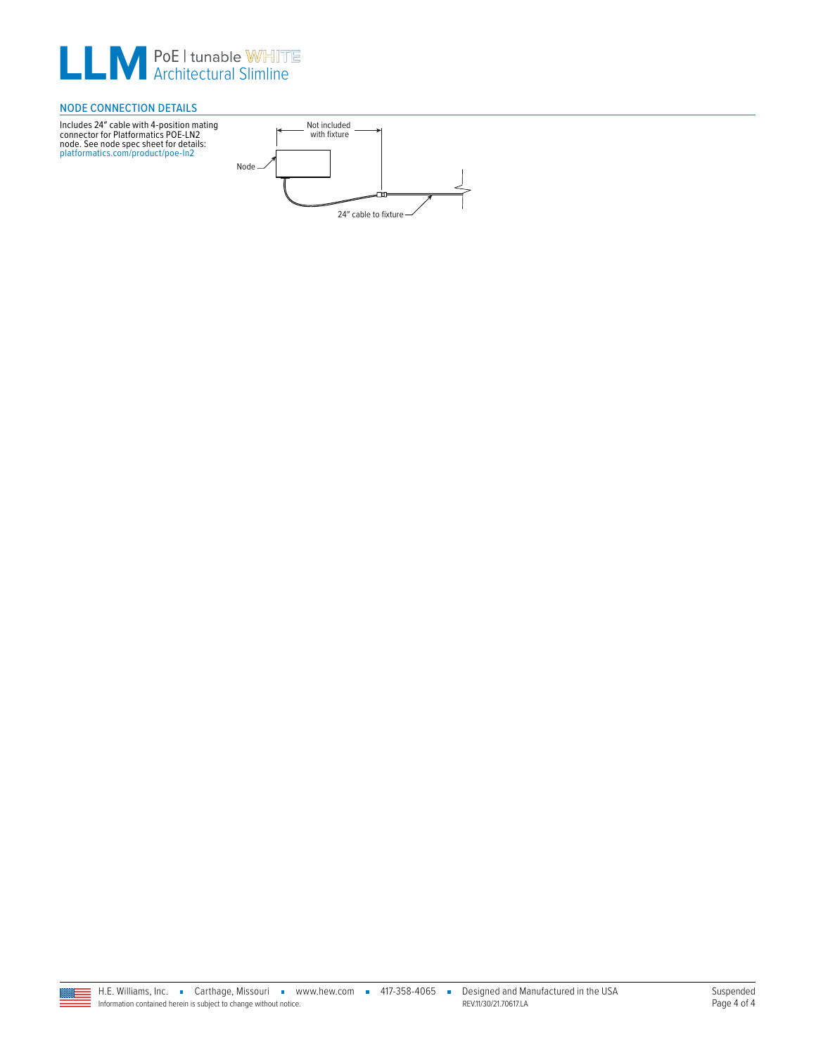## NODE CONNECTION DETAILS

Includes 24" cable with 4-position mating connector for Platformatics POE-LN2 node. See node spec sheet for details: platformatics.com/product/poe-ln2

Not included with fixture

Node

24" cable to fixture